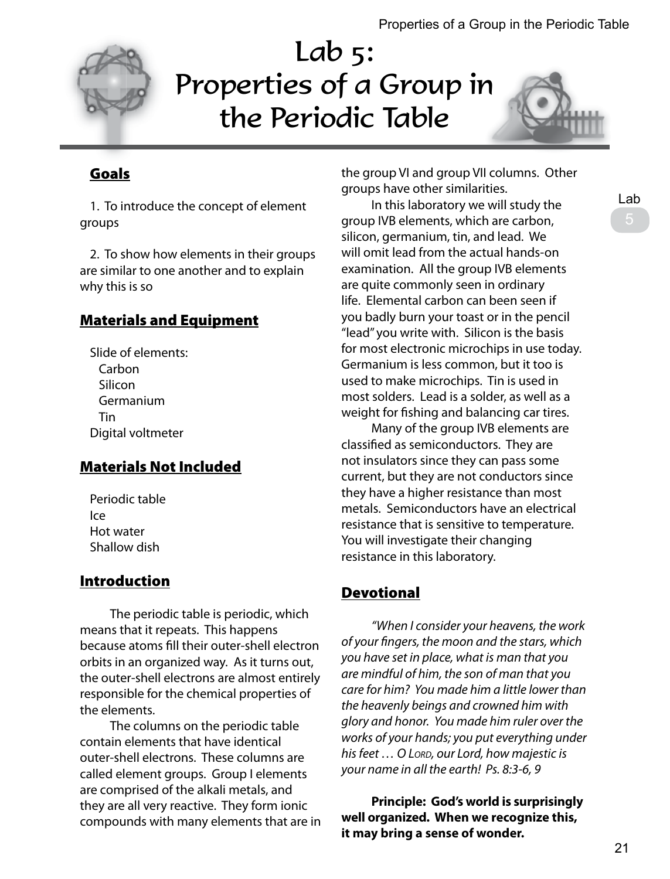# Lab 5: Properties of a Group in the Periodic Table

## Goals

1. To introduce the concept of element groups

2. To show how elements in their groups are similar to one another and to explain why this is so

## Materials and Equipment

Slide of elements:
- Carbon
- Silicon
- Germanium
- Tin

Digital voltmeter

## Materials Not Included

Periodic table
Ice
Hot water
Shallow dish

## Introduction

The periodic table is periodic, which means that it repeats. This happens because atoms fill their outer-shell electron orbits in an organized way. As it turns out, the outer-shell electrons are almost entirely responsible for the chemical properties of the elements.

The columns on the periodic table contain elements that have identical outer-shell electrons. These columns are called element groups. Group I elements are comprised of the alkali metals, and they are all very reactive. They form ionic compounds with many elements that are in the group VI and group VII columns. Other groups have other similarities.

In this laboratory we will study the group IVB elements, which are carbon, silicon, germanium, tin, and lead. We will omit lead from the actual hands-on examination. All the group IVB elements are quite commonly seen in ordinary life. Elemental carbon can been seen if you badly burn your toast or in the pencil "lead" you write with. Silicon is the basis for most electronic microchips in use today. Germanium is less common, but it too is used to make microchips. Tin is used in most solders. Lead is a solder, as well as a weight for fishing and balancing car tires.

Many of the group IVB elements are classified as semiconductors. They are not insulators since they can pass some current, but they are not conductors since they have a higher resistance than most metals. Semiconductors have an electrical resistance that is sensitive to temperature. You will investigate their changing resistance in this laboratory.

## Devotional

*"When I consider your heavens, the work of your fingers, the moon and the stars, which you have set in place, what is man that you are mindful of him, the son of man that you care for him? You made him a little lower than the heavenly beings and crowned him with glory and honor. You made him ruler over the works of your hands; you put everything under his feet … O Lord, our Lord, how majestic is your name in all the earth! Ps. 8:3-6, 9*

**Principle: God's world is surprisingly well organized. When we recognize this, it may bring a sense of wonder.**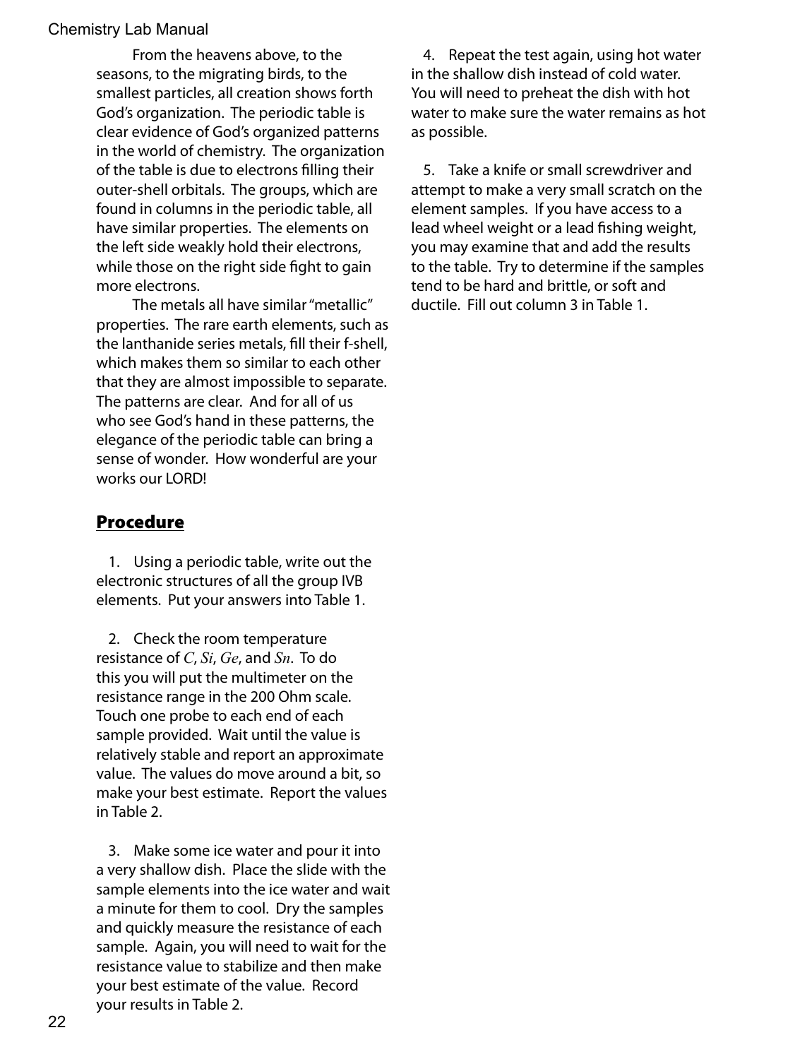From the heavens above, to the seasons, to the migrating birds, to the smallest particles, all creation shows forth God's organization. The periodic table is clear evidence of God's organized patterns in the world of chemistry. The organization of the table is due to electrons filling their outer-shell orbitals. The groups, which are found in columns in the periodic table, all have similar properties. The elements on the left side weakly hold their electrons, while those on the right side fight to gain more electrons.

The metals all have similar "metallic" properties. The rare earth elements, such as the lanthanide series metals, fill their f-shell, which makes them so similar to each other that they are almost impossible to separate. The patterns are clear. And for all of us who see God's hand in these patterns, the elegance of the periodic table can bring a sense of wonder. How wonderful are your works our LORD!

## Procedure

1. Using a periodic table, write out the electronic structures of all the group IVB elements. Put your answers into Table 1.

2. Check the room temperature resistance of *C*, *Si*, *Ge*, and *Sn*. To do this you will put the multimeter on the resistance range in the 200 Ohm scale. Touch one probe to each end of each sample provided. Wait until the value is relatively stable and report an approximate value. The values do move around a bit, so make your best estimate. Report the values in Table 2.

3. Make some ice water and pour it into a very shallow dish. Place the slide with the sample elements into the ice water and wait a minute for them to cool. Dry the samples and quickly measure the resistance of each sample. Again, you will need to wait for the resistance value to stabilize and then make your best estimate of the value. Record your results in Table 2.

4. Repeat the test again, using hot water in the shallow dish instead of cold water. You will need to preheat the dish with hot water to make sure the water remains as hot as possible.

5. Take a knife or small screwdriver and attempt to make a very small scratch on the element samples. If you have access to a lead wheel weight or a lead fishing weight, you may examine that and add the results to the table. Try to determine if the samples tend to be hard and brittle, or soft and ductile. Fill out column 3 in Table 1.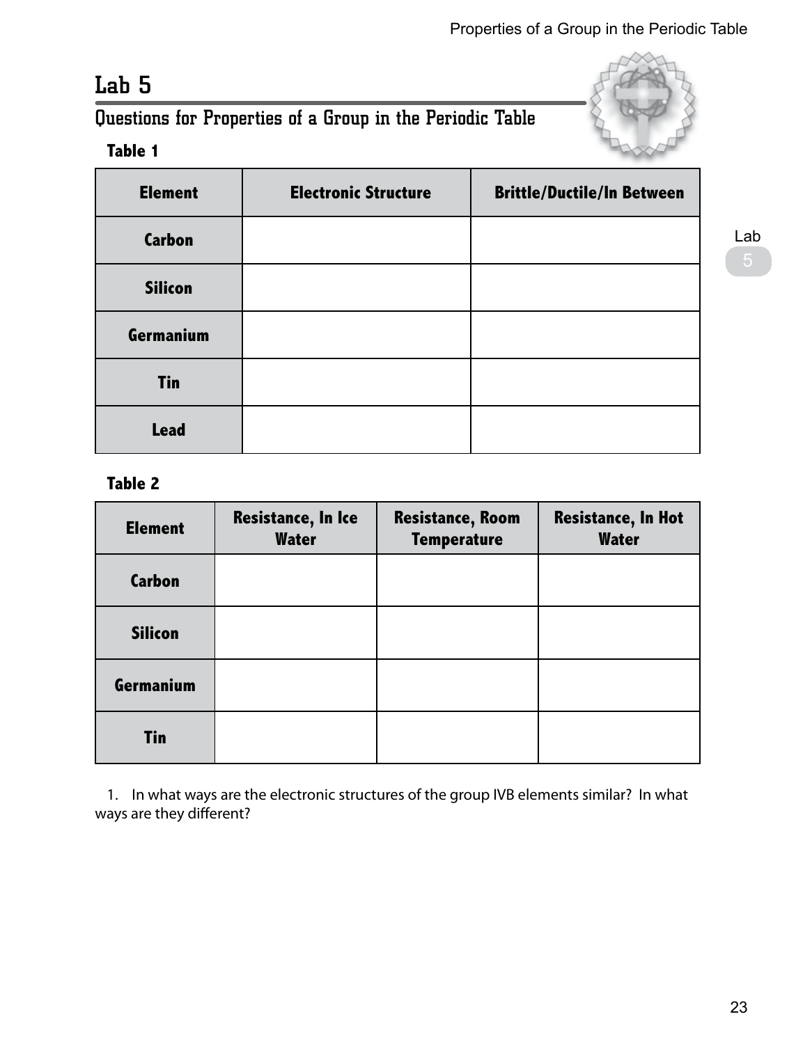# Lab 5

## Questions for Properties of a Group in the Periodic Table

**Table 1**

| Element | Electronic Structure | Brittle/Ductile/In Between |
|---|---|---|
| Carbon | | |
| Silicon | | |
| Germanium | | |
| Tin | | |
| Lead | | |

**Table 2**

| Element | Resistance, In Ice Water | Resistance, Room Temperature | Resistance, In Hot Water |
|---|---|---|---|
| Carbon | | | |
| Silicon | | | |
| Germanium | | | |
| Tin | | | |

1. In what ways are the electronic structures of the group IVB elements similar? In what ways are they different?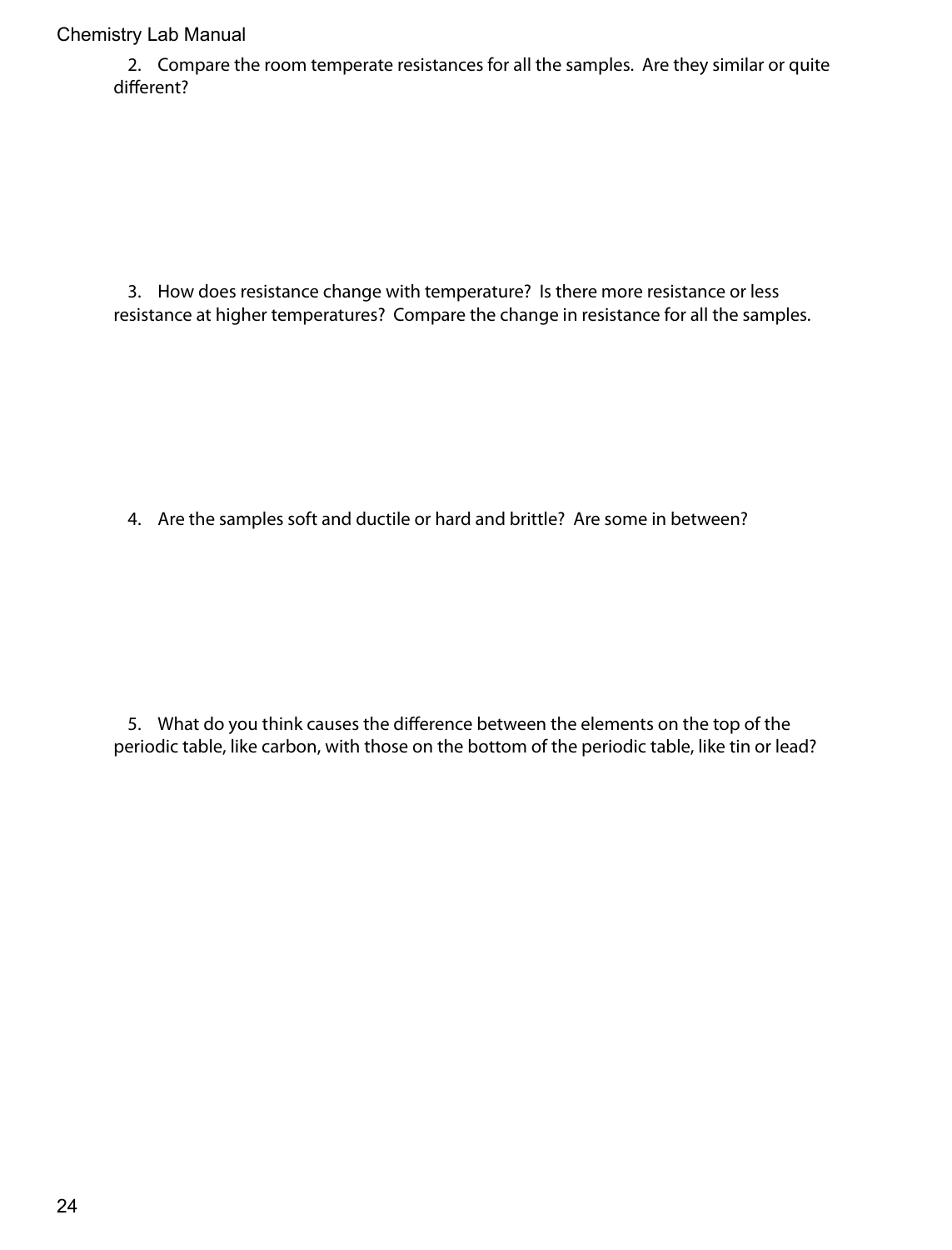2. Compare the room temperate resistances for all the samples. Are they similar or quite different?

3. How does resistance change with temperature? Is there more resistance or less resistance at higher temperatures? Compare the change in resistance for all the samples.

4. Are the samples soft and ductile or hard and brittle? Are some in between?

5. What do you think causes the difference between the elements on the top of the periodic table, like carbon, with those on the bottom of the periodic table, like tin or lead?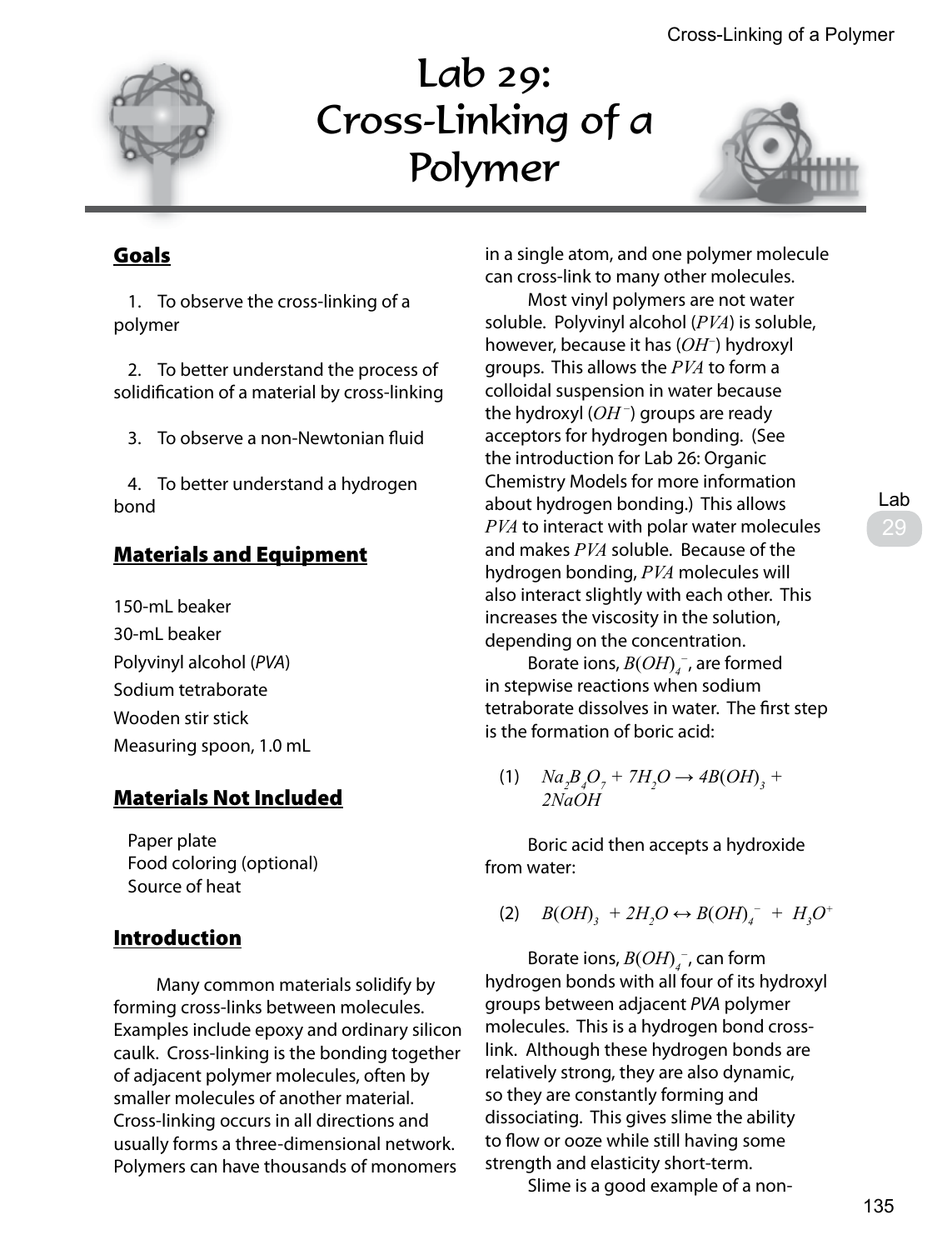# Lab 29: Cross-Linking of a Polymer

## Goals

1. To observe the cross-linking of a polymer
2. To better understand the process of solidification of a material by cross-linking
3. To observe a non-Newtonian fluid
4. To better understand a hydrogen bond

## Materials and Equipment

150-mL beaker
30-mL beaker
Polyvinyl alcohol (*PVA*)
Sodium tetraborate
Wooden stir stick
Measuring spoon, 1.0 mL

## Materials Not Included

Paper plate
Food coloring (optional)
Source of heat

## Introduction

Many common materials solidify by forming cross-links between molecules. Examples include epoxy and ordinary silicon caulk. Cross-linking is the bonding together of adjacent polymer molecules, often by smaller molecules of another material. Cross-linking occurs in all directions and usually forms a three-dimensional network. Polymers can have thousands of monomers in a single atom, and one polymer molecule can cross-link to many other molecules.

Most vinyl polymers are not water soluble. Polyvinyl alcohol (*PVA*) is soluble, however, because it has ($OH^-$) hydroxyl groups. This allows the *PVA* to form a colloidal suspension in water because the hydroxyl ($OH^-$) groups are ready acceptors for hydrogen bonding. (See the introduction for Lab 26: Organic Chemistry Models for more information about hydrogen bonding.) This allows *PVA* to interact with polar water molecules and makes *PVA* soluble. Because of the hydrogen bonding, *PVA* molecules will also interact slightly with each other. This increases the viscosity in the solution, depending on the concentration.

Borate ions, $B(OH)_4^-$, are formed in stepwise reactions when sodium tetraborate dissolves in water. The first step is the formation of boric acid:

(1) $Na_2B_4O_7 + 7H_2O \rightarrow 4B(OH)_3 + 2NaOH$

Boric acid then accepts a hydroxide from water:

(2) $B(OH)_3 + 2H_2O \leftrightarrow B(OH)_4^- + H_3O^+$

Borate ions, $B(OH)_4^-$, can form hydrogen bonds with all four of its hydroxyl groups between adjacent *PVA* polymer molecules. This is a hydrogen bond cross-link. Although these hydrogen bonds are relatively strong, they are also dynamic, so they are constantly forming and dissociating. This gives slime the ability to flow or ooze while still having some strength and elasticity short-term.

Slime is a good example of a non-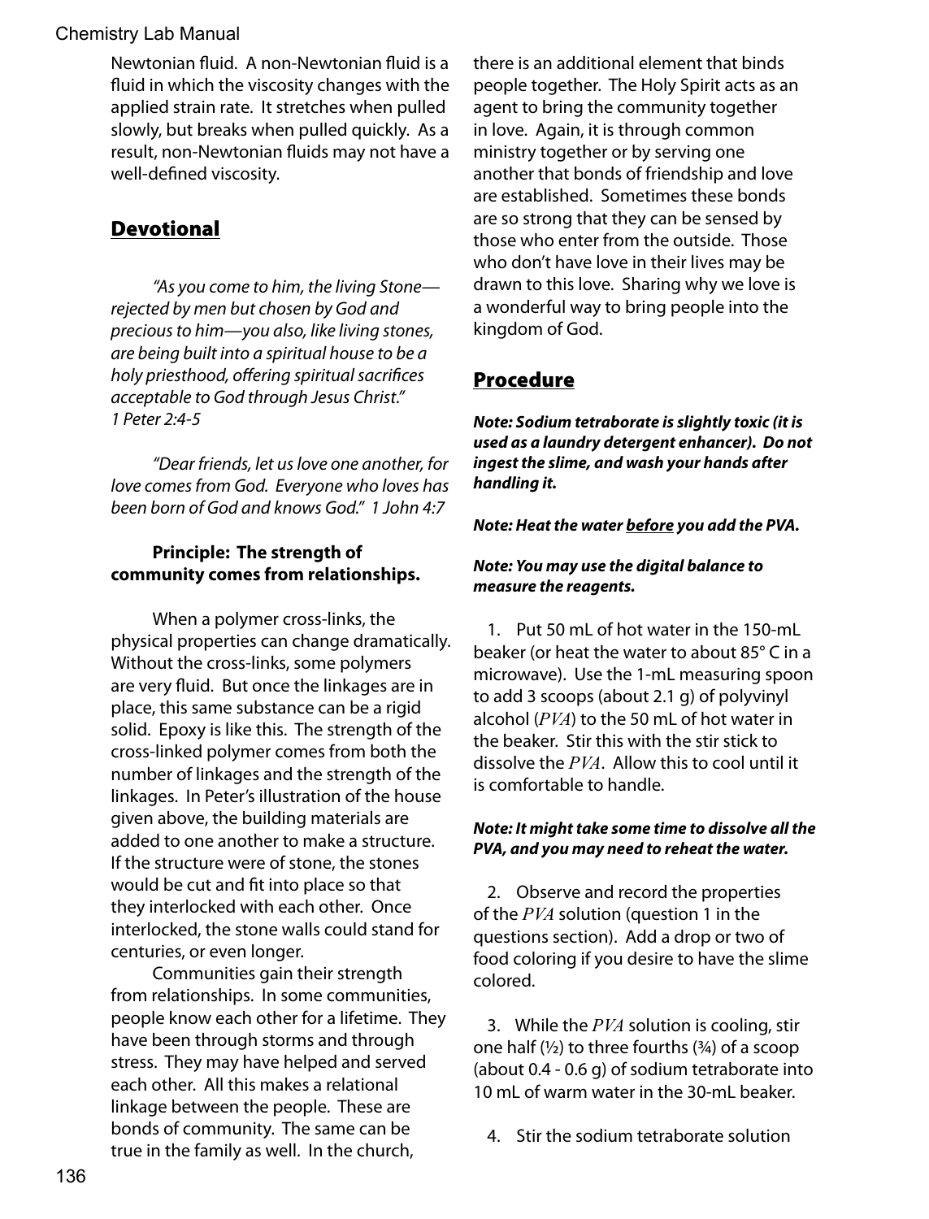Newtonian fluid. A non-Newtonian fluid is a fluid in which the viscosity changes with the applied strain rate. It stretches when pulled slowly, but breaks when pulled quickly. As a result, non-Newtonian fluids may not have a well-defined viscosity.

## Devotional

*"As you come to him, the living Stone—rejected by men but chosen by God and precious to him—you also, like living stones, are being built into a spiritual house to be a holy priesthood, offering spiritual sacrifices acceptable to God through Jesus Christ." 1 Peter 2:4-5*

*"Dear friends, let us love one another, for love comes from God. Everyone who loves has been born of God and knows God." 1 John 4:7*

**Principle: The strength of community comes from relationships.**

When a polymer cross-links, the physical properties can change dramatically. Without the cross-links, some polymers are very fluid. But once the linkages are in place, this same substance can be a rigid solid. Epoxy is like this. The strength of the cross-linked polymer comes from both the number of linkages and the strength of the linkages. In Peter's illustration of the house given above, the building materials are added to one another to make a structure. If the structure were of stone, the stones would be cut and fit into place so that they interlocked with each other. Once interlocked, the stone walls could stand for centuries, or even longer.

Communities gain their strength from relationships. In some communities, people know each other for a lifetime. They have been through storms and through stress. They may have helped and served each other. All this makes a relational linkage between the people. These are bonds of community. The same can be true in the family as well. In the church, there is an additional element that binds people together. The Holy Spirit acts as an agent to bring the community together in love. Again, it is through common ministry together or by serving one another that bonds of friendship and love are established. Sometimes these bonds are so strong that they can be sensed by those who enter from the outside. Those who don't have love in their lives may be drawn to this love. Sharing why we love is a wonderful way to bring people into the kingdom of God.

## Procedure

***Note: Sodium tetraborate is slightly toxic (it is used as a laundry detergent enhancer). Do not ingest the slime, and wash your hands after handling it.***

***Note: Heat the water before you add the PVA.***

***Note: You may use the digital balance to measure the reagents.***

1. Put 50 mL of hot water in the 150-mL beaker (or heat the water to about 85° C in a microwave). Use the 1-mL measuring spoon to add 3 scoops (about 2.1 g) of polyvinyl alcohol (*PVA*) to the 50 mL of hot water in the beaker. Stir this with the stir stick to dissolve the *PVA*. Allow this to cool until it is comfortable to handle.

***Note: It might take some time to dissolve all the PVA, and you may need to reheat the water.***

2. Observe and record the properties of the *PVA* solution (question 1 in the questions section). Add a drop or two of food coloring if you desire to have the slime colored.

3. While the *PVA* solution is cooling, stir one half (½) to three fourths (¾) of a scoop (about 0.4 - 0.6 g) of sodium tetraborate into 10 mL of warm water in the 30-mL beaker.

4. Stir the sodium tetraborate solution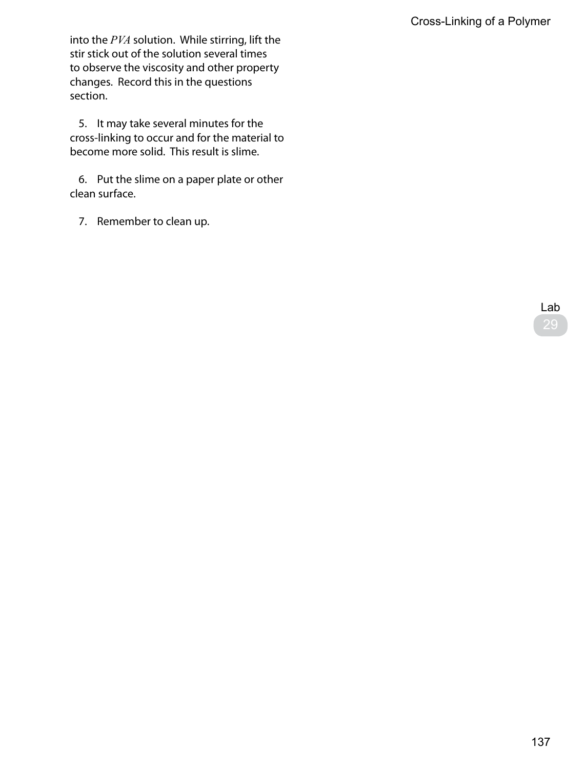into the *PVA* solution. While stirring, lift the stir stick out of the solution several times to observe the viscosity and other property changes. Record this in the questions section.

5. It may take several minutes for the cross-linking to occur and for the material to become more solid. This result is slime.

6. Put the slime on a paper plate or other clean surface.

7. Remember to clean up.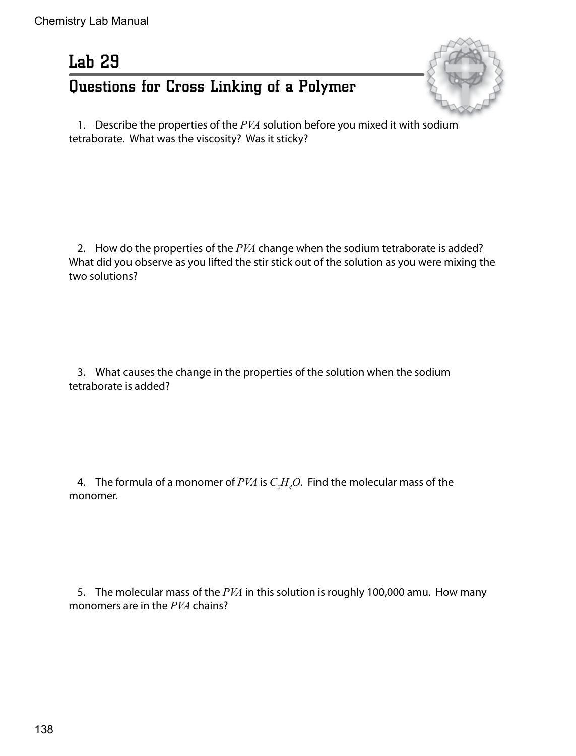# Lab 29

## Questions for Cross Linking of a Polymer

1. Describe the properties of the *PVA* solution before you mixed it with sodium tetraborate. What was the viscosity? Was it sticky?

2. How do the properties of the *PVA* change when the sodium tetraborate is added? What did you observe as you lifted the stir stick out of the solution as you were mixing the two solutions?

3. What causes the change in the properties of the solution when the sodium tetraborate is added?

4. The formula of a monomer of *PVA* is $C_2H_4O$. Find the molecular mass of the monomer.

5. The molecular mass of the *PVA* in this solution is roughly 100,000 amu. How many monomers are in the *PVA* chains?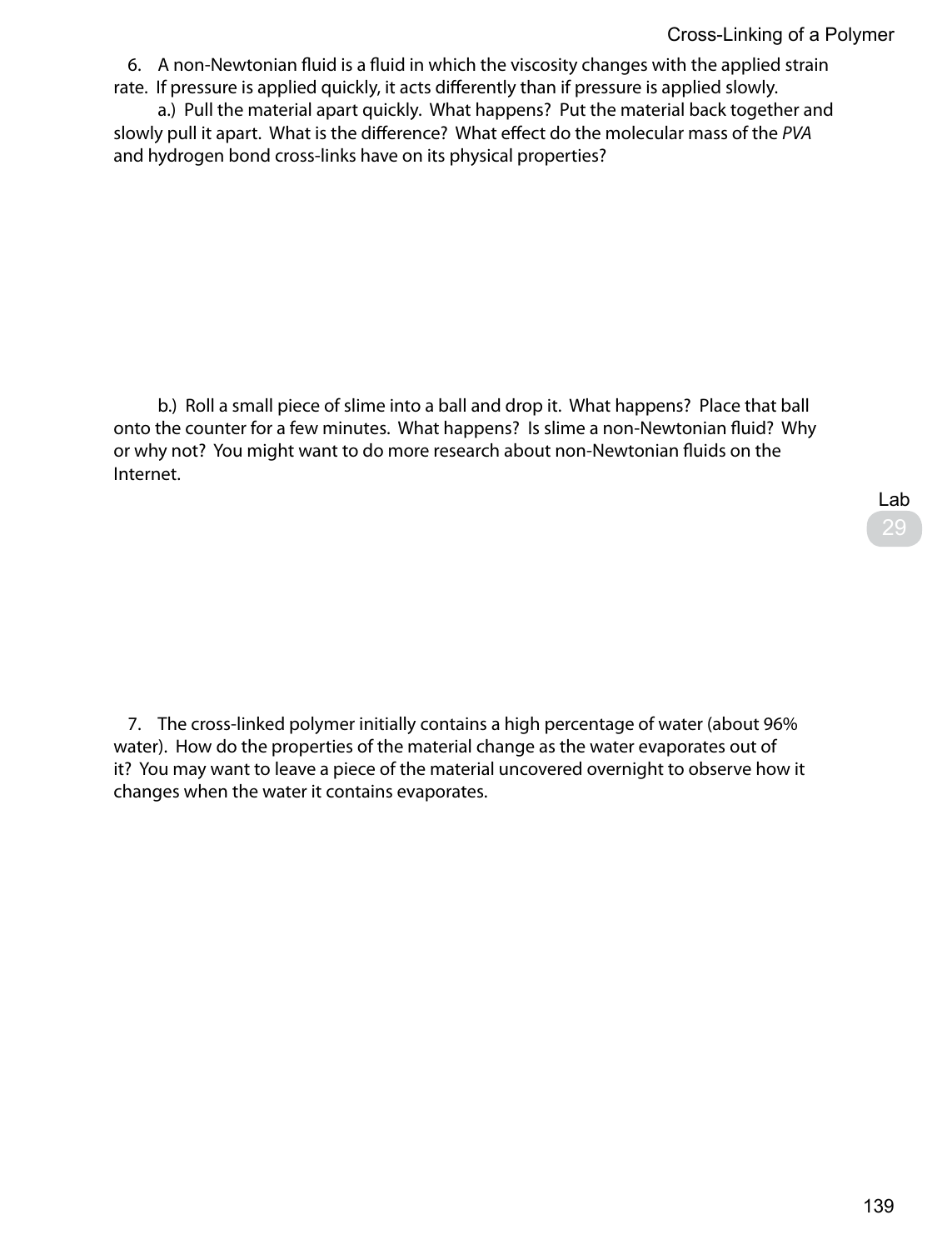6. A non-Newtonian fluid is a fluid in which the viscosity changes with the applied strain rate. If pressure is applied quickly, it acts differently than if pressure is applied slowly.

a.) Pull the material apart quickly. What happens? Put the material back together and slowly pull it apart. What is the difference? What effect do the molecular mass of the *PVA* and hydrogen bond cross-links have on its physical properties?

b.) Roll a small piece of slime into a ball and drop it. What happens? Place that ball onto the counter for a few minutes. What happens? Is slime a non-Newtonian fluid? Why or why not? You might want to do more research about non-Newtonian fluids on the Internet.

7. The cross-linked polymer initially contains a high percentage of water (about 96% water). How do the properties of the material change as the water evaporates out of it? You may want to leave a piece of the material uncovered overnight to observe how it changes when the water it contains evaporates.